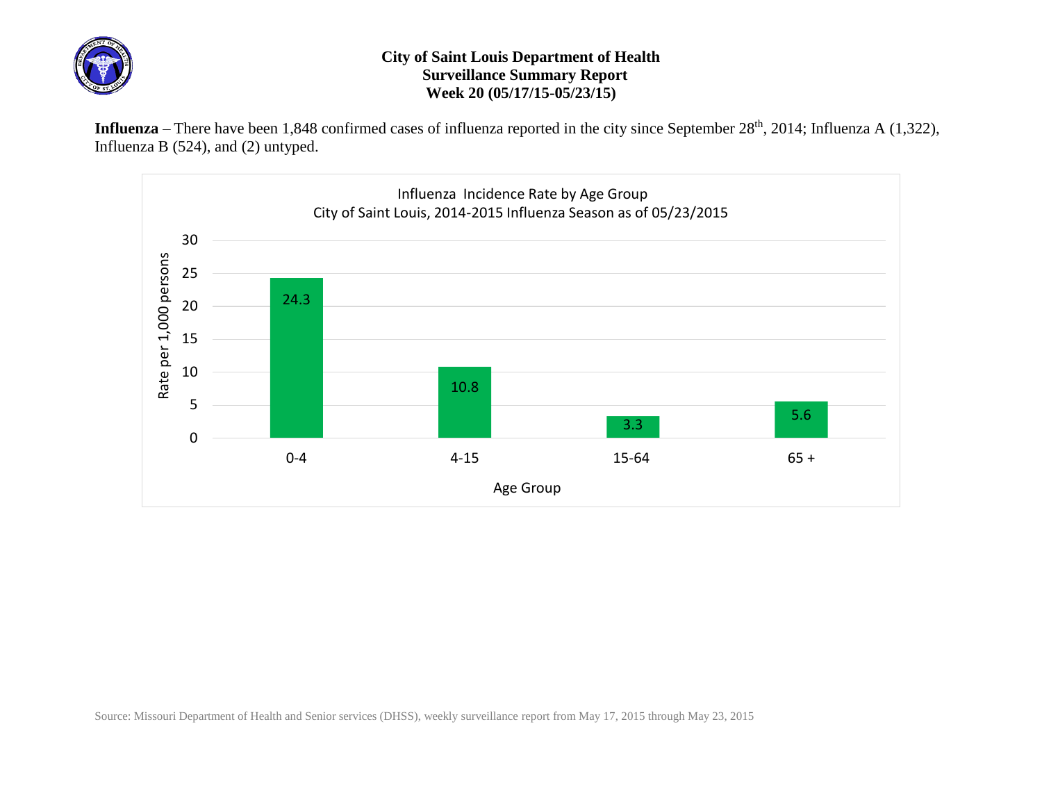# City of Saint Louis Department of Health
## Surveillance Summary Report
### Week 20 (05/17/15-05/23/15)

**Influenza** – There have been 1,848 confirmed cases of influenza reported in the city since September 28th, 2014; Influenza A (1,322), Influenza B (524), and (2) untyped.

**Influenza Incidence Rate by Age Group**
**City of Saint Louis, 2014-2015 Influenza Season as of 05/23/2015**

| Age Group | Rate per 1,000 persons |
|---|---|
| 0-4 | 24.3 |
| 4-15 | 10.8 |
| 15-64 | 3.3 |
| 65 + | 5.6 |

Source: Missouri Department of Health and Senior services (DHSS), weekly surveillance report from May 17, 2015 through May 23, 2015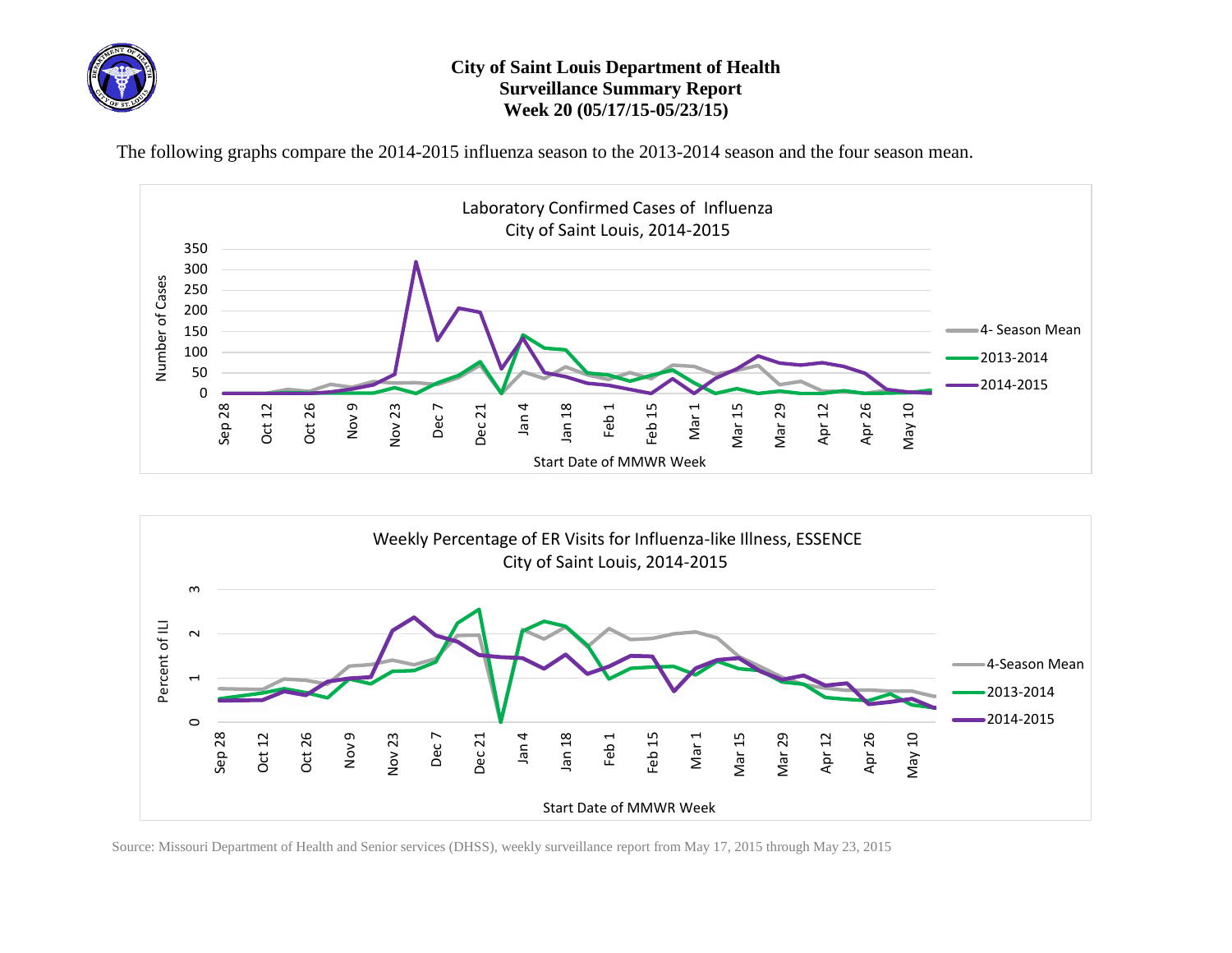**City of Saint Louis Department of Health**
**Surveillance Summary Report**
**Week 20 (05/17/15-05/23/15)**

The following graphs compare the 2014-2015 influenza season to the 2013-2014 season and the four season mean.

Laboratory Confirmed Cases of Influenza
City of Saint Louis, 2014-2015

Number of Cases

350
300
250
200
150
100
50
0

Sep 28
Oct 12
Oct 26
Nov 9
Nov 23
Dec 7
Dec 21
Jan 4
Jan 18
Feb 1
Feb 15
Mar 1
Mar 15
Mar 29
Apr 12
Apr 26
May 10

Start Date of MMWR Week

4- Season Mean
2013-2014
2014-2015

Weekly Percentage of ER Visits for Influenza-like Illness, ESSENCE
City of Saint Louis, 2014-2015

Percent of ILI

3
2
1
0

Sep 28
Oct 12
Oct 26
Nov 9
Nov 23
Dec 7
Dec 21
Jan 4
Jan 18
Feb 1
Feb 15
Mar 1
Mar 15
Mar 29
Apr 12
Apr 26
May 10

Start Date of MMWR Week

4-Season Mean
2013-2014
2014-2015

Source: Missouri Department of Health and Senior services (DHSS), weekly surveillance report from May 17, 2015 through May 23, 2015